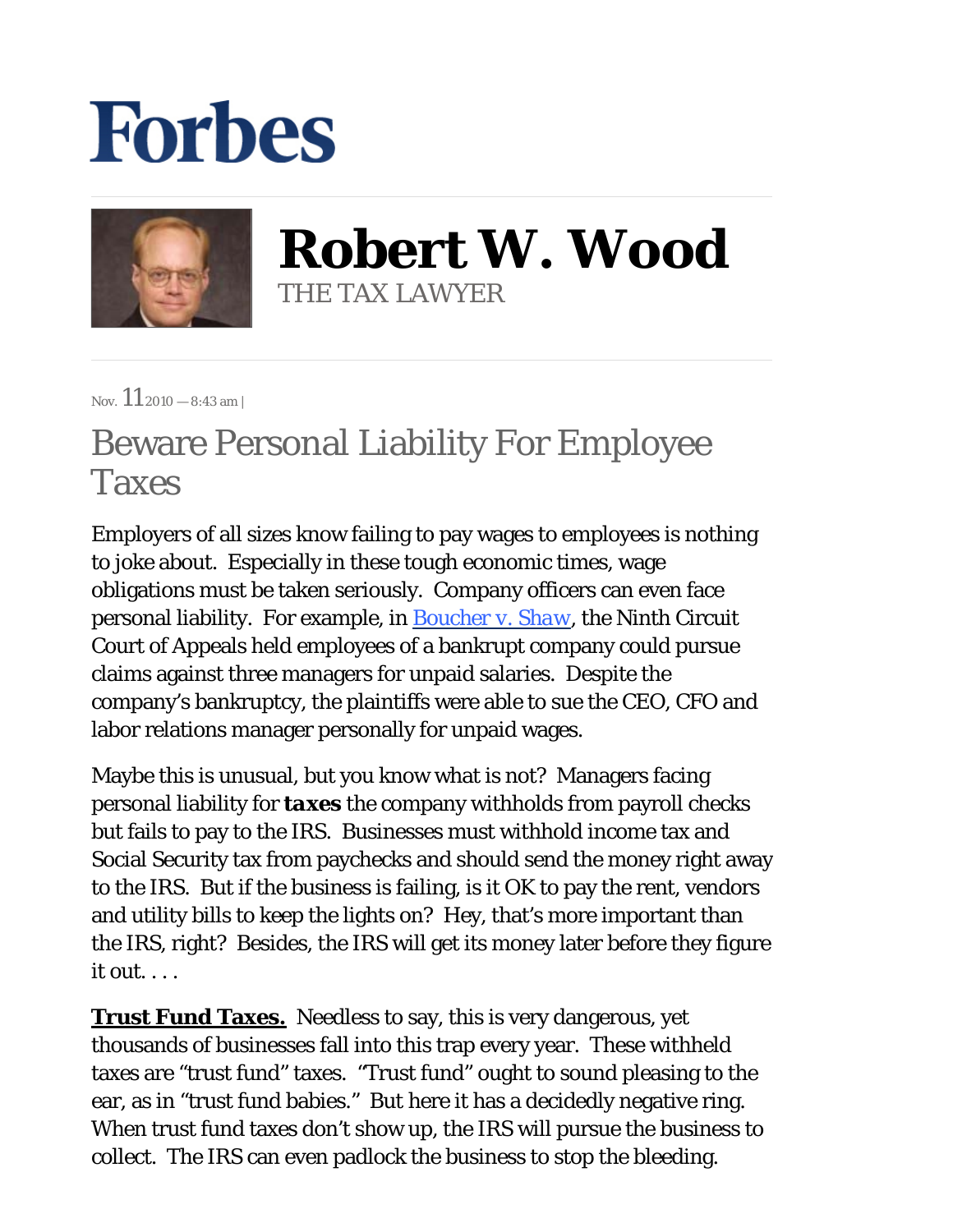# Forbes

## Robert W. Wood

THE TAX LAWYER

Nov. 11 2010 — 8:43 am |

# Beware Personal Liability For Employee Taxes

Employers of all sizes know failing to pay wages to employees is nothing to joke about. Especially in these tough economic times, wage obligations must be taken seriously. Company officers can even face personal liability. For example, in Boucher v. Shaw, the Ninth Circuit Court of Appeals held employees of a bankrupt company could pursue claims against three managers for unpaid salaries. Despite the company's bankruptcy, the plaintiffs were able to sue the CEO, CFO and labor relations manager personally for unpaid wages.

Maybe this is unusual, but you know what is not? Managers facing personal liability for ***taxes*** the company withholds from payroll checks but fails to pay to the IRS. Businesses must withhold income tax and Social Security tax from paychecks and should send the money right away to the IRS. But if the business is failing, is it OK to pay the rent, vendors and utility bills to keep the lights on? Hey, that's more important than the IRS, right? Besides, the IRS will get its money later before they figure it out. . . .

**Trust Fund Taxes.** Needless to say, this is very dangerous, yet thousands of businesses fall into this trap every year. These withheld taxes are "trust fund" taxes. "Trust fund" ought to sound pleasing to the ear, as in "trust fund babies." But here it has a decidedly negative ring. When trust fund taxes don't show up, the IRS will pursue the business to collect. The IRS can even padlock the business to stop the bleeding.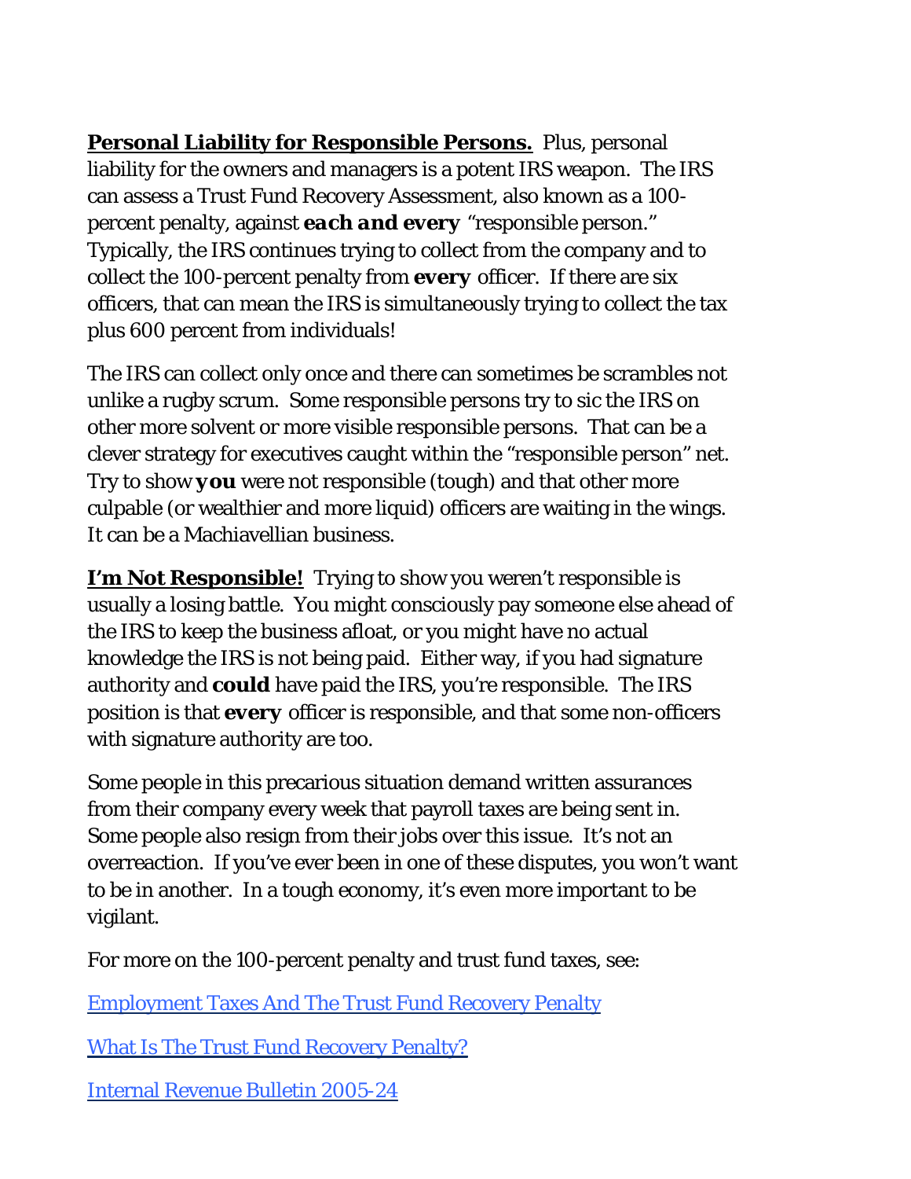**<u>Personal Liability for Responsible Persons.</u>** Plus, personal liability for the owners and managers is a potent IRS weapon. The IRS can assess a Trust Fund Recovery Assessment, also known as a 100-percent penalty, against ***each and every*** "responsible person." Typically, the IRS continues trying to collect from the company and to collect the 100-percent penalty from **every** officer. If there are six officers, that can mean the IRS is simultaneously trying to collect the tax plus 600 percent from individuals!

The IRS can collect only once and there can sometimes be scrambles not unlike a rugby scrum. Some responsible persons try to sic the IRS on other more solvent or more visible responsible persons. That can be a clever strategy for executives caught within the "responsible person" net. Try to show ***you*** were not responsible (tough) and that other more culpable (or wealthier and more liquid) officers are waiting in the wings. It can be a Machiavellian business.

**<u>I'm Not Responsible!</u>** Trying to show you weren't responsible is usually a losing battle. You might consciously pay someone else ahead of the IRS to keep the business afloat, or you might have no actual knowledge the IRS is not being paid. Either way, if you had signature authority and **could** have paid the IRS, you're responsible. The IRS position is that **every** officer is responsible, and that some non-officers with signature authority are too.

Some people in this precarious situation demand written assurances from their company every week that payroll taxes are being sent in. Some people also resign from their jobs over this issue. It's not an overreaction. If you've ever been in one of these disputes, you won't want to be in another. In a tough economy, it's even more important to be vigilant.

For more on the 100-percent penalty and trust fund taxes, see:

Employment Taxes And The Trust Fund Recovery Penalty

What Is The Trust Fund Recovery Penalty?

Internal Revenue Bulletin 2005-24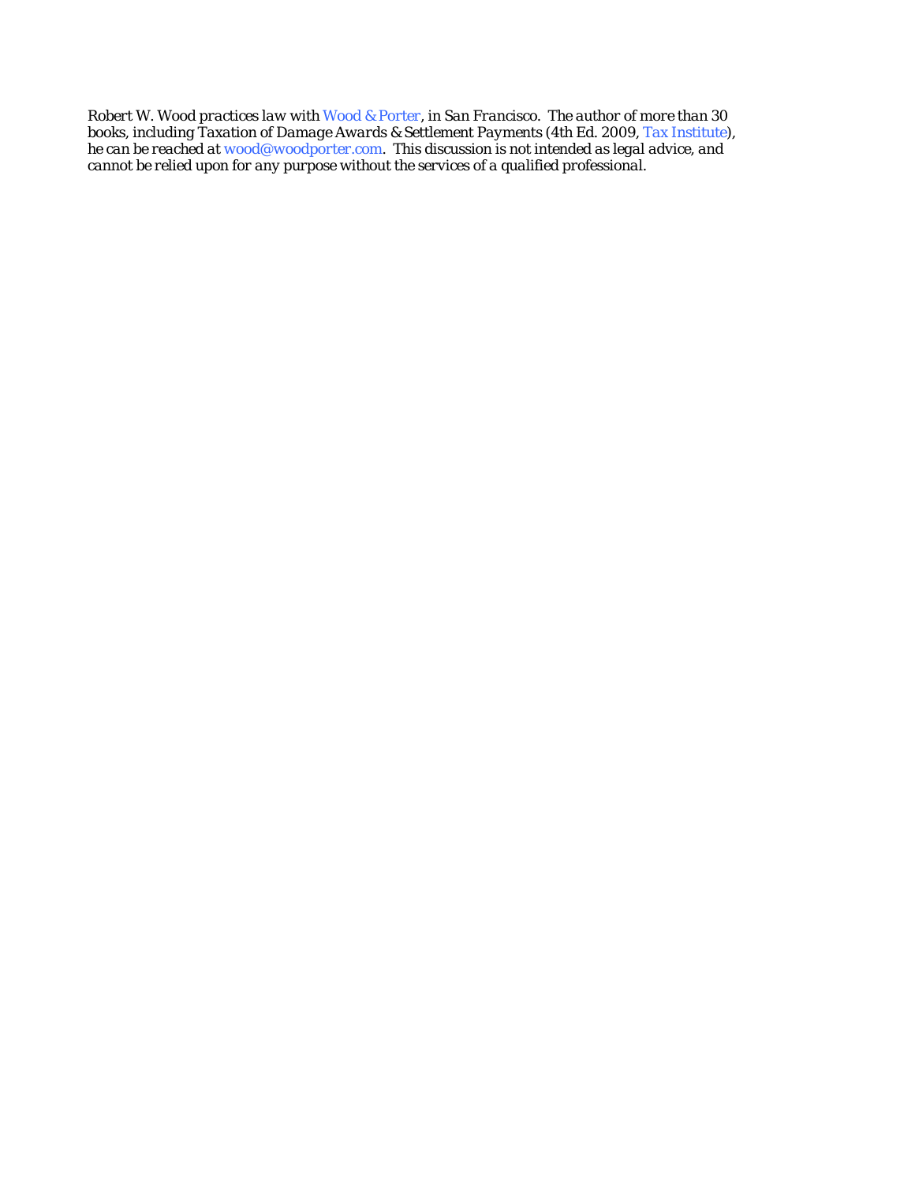*Robert W. Wood practices law with Wood & Porter, in San Francisco. The author of more than 30 books, including Taxation of Damage Awards & Settlement Payments (4th Ed. 2009, Tax Institute), he can be reached at wood@woodporter.com. This discussion is not intended as legal advice, and cannot be relied upon for any purpose without the services of a qualified professional.*